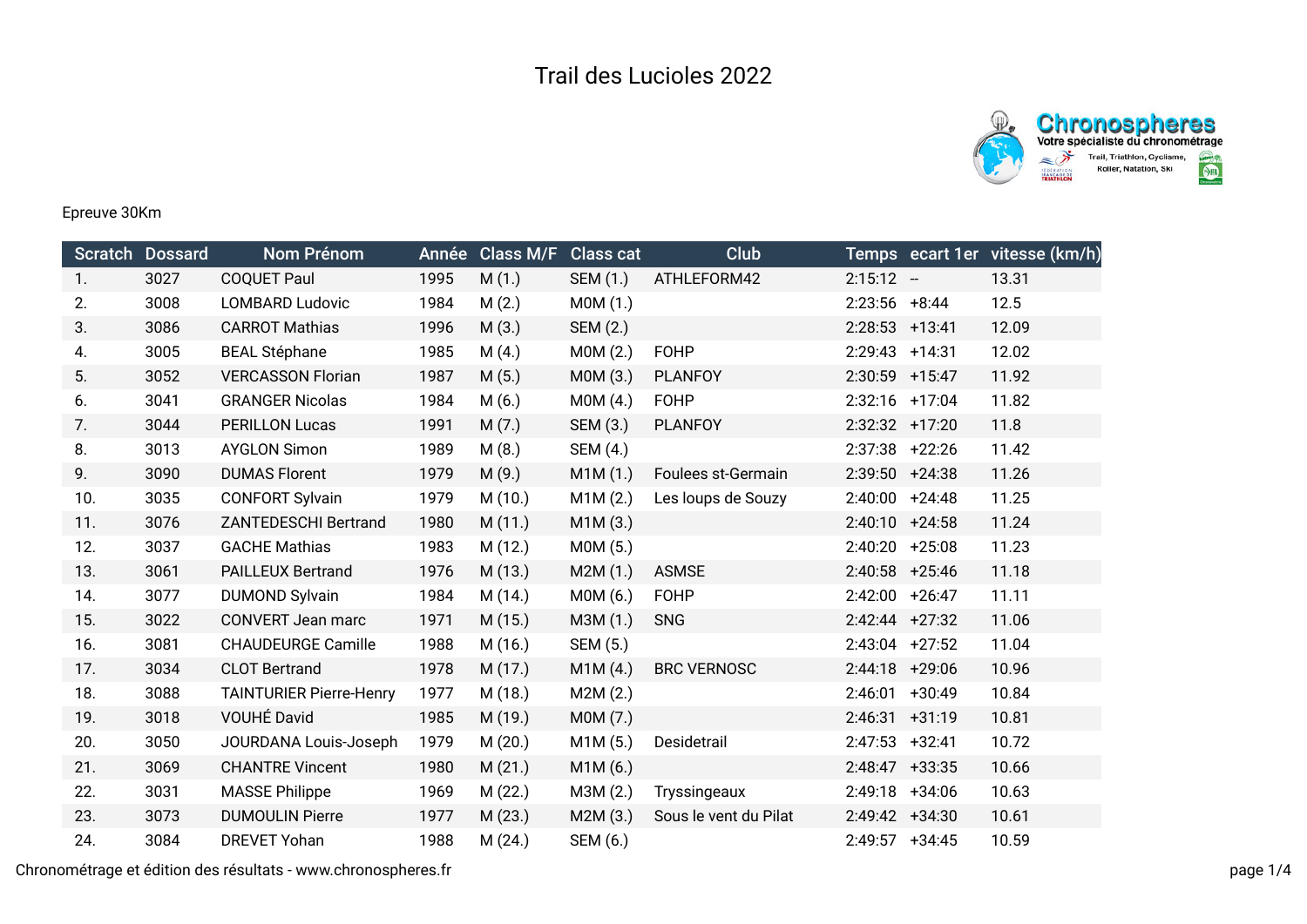# Trail des Lucioles 2022

Chronospheres
Votre spécialiste du chronométrage
Trail, Triathlon, Cyclisme, Roller, Natation, Ski

Epreuve 30Km

| Scratch | Dossard | Nom Prénom | Année | Class M/F | Class cat | Club | Temps | ecart 1er | vitesse (km/h) |
|---|---|---|---|---|---|---|---|---|---|
| 1. | 3027 | COQUET Paul | 1995 | M (1.) | SEM (1.) | ATHLEFORM42 | 2:15:12 | -- | 13.31 |
| 2. | 3008 | LOMBARD Ludovic | 1984 | M (2.) | M0M (1.) | | 2:23:56 | +8:44 | 12.5 |
| 3. | 3086 | CARROT Mathias | 1996 | M (3.) | SEM (2.) | | 2:28:53 | +13:41 | 12.09 |
| 4. | 3005 | BEAL Stéphane | 1985 | M (4.) | M0M (2.) | FOHP | 2:29:43 | +14:31 | 12.02 |
| 5. | 3052 | VERCASSON Florian | 1987 | M (5.) | M0M (3.) | PLANFOY | 2:30:59 | +15:47 | 11.92 |
| 6. | 3041 | GRANGER Nicolas | 1984 | M (6.) | M0M (4.) | FOHP | 2:32:16 | +17:04 | 11.82 |
| 7. | 3044 | PERILLON Lucas | 1991 | M (7.) | SEM (3.) | PLANFOY | 2:32:32 | +17:20 | 11.8 |
| 8. | 3013 | AYGLON Simon | 1989 | M (8.) | SEM (4.) | | 2:37:38 | +22:26 | 11.42 |
| 9. | 3090 | DUMAS Florent | 1979 | M (9.) | M1M (1.) | Foulees st-Germain | 2:39:50 | +24:38 | 11.26 |
| 10. | 3035 | CONFORT Sylvain | 1979 | M (10.) | M1M (2.) | Les loups de Souzy | 2:40:00 | +24:48 | 11.25 |
| 11. | 3076 | ZANTEDESCHI Bertrand | 1980 | M (11.) | M1M (3.) | | 2:40:10 | +24:58 | 11.24 |
| 12. | 3037 | GACHE Mathias | 1983 | M (12.) | M0M (5.) | | 2:40:20 | +25:08 | 11.23 |
| 13. | 3061 | PAILLEUX Bertrand | 1976 | M (13.) | M2M (1.) | ASMSE | 2:40:58 | +25:46 | 11.18 |
| 14. | 3077 | DUMOND Sylvain | 1984 | M (14.) | M0M (6.) | FOHP | 2:42:00 | +26:47 | 11.11 |
| 15. | 3022 | CONVERT Jean marc | 1971 | M (15.) | M3M (1.) | SNG | 2:42:44 | +27:32 | 11.06 |
| 16. | 3081 | CHAUDEURGE Camille | 1988 | M (16.) | SEM (5.) | | 2:43:04 | +27:52 | 11.04 |
| 17. | 3034 | CLOT Bertrand | 1978 | M (17.) | M1M (4.) | BRC VERNOSC | 2:44:18 | +29:06 | 10.96 |
| 18. | 3088 | TAINTURIER Pierre-Henry | 1977 | M (18.) | M2M (2.) | | 2:46:01 | +30:49 | 10.84 |
| 19. | 3018 | VOUHÉ David | 1985 | M (19.) | M0M (7.) | | 2:46:31 | +31:19 | 10.81 |
| 20. | 3050 | JOURDANA Louis-Joseph | 1979 | M (20.) | M1M (5.) | Desidetrail | 2:47:53 | +32:41 | 10.72 |
| 21. | 3069 | CHANTRE Vincent | 1980 | M (21.) | M1M (6.) | | 2:48:47 | +33:35 | 10.66 |
| 22. | 3031 | MASSE Philippe | 1969 | M (22.) | M3M (2.) | Tryssingeaux | 2:49:18 | +34:06 | 10.63 |
| 23. | 3073 | DUMOULIN Pierre | 1977 | M (23.) | M2M (3.) | Sous le vent du Pilat | 2:49:42 | +34:30 | 10.61 |
| 24. | 3084 | DREVET Yohan | 1988 | M (24.) | SEM (6.) | | 2:49:57 | +34:45 | 10.59 |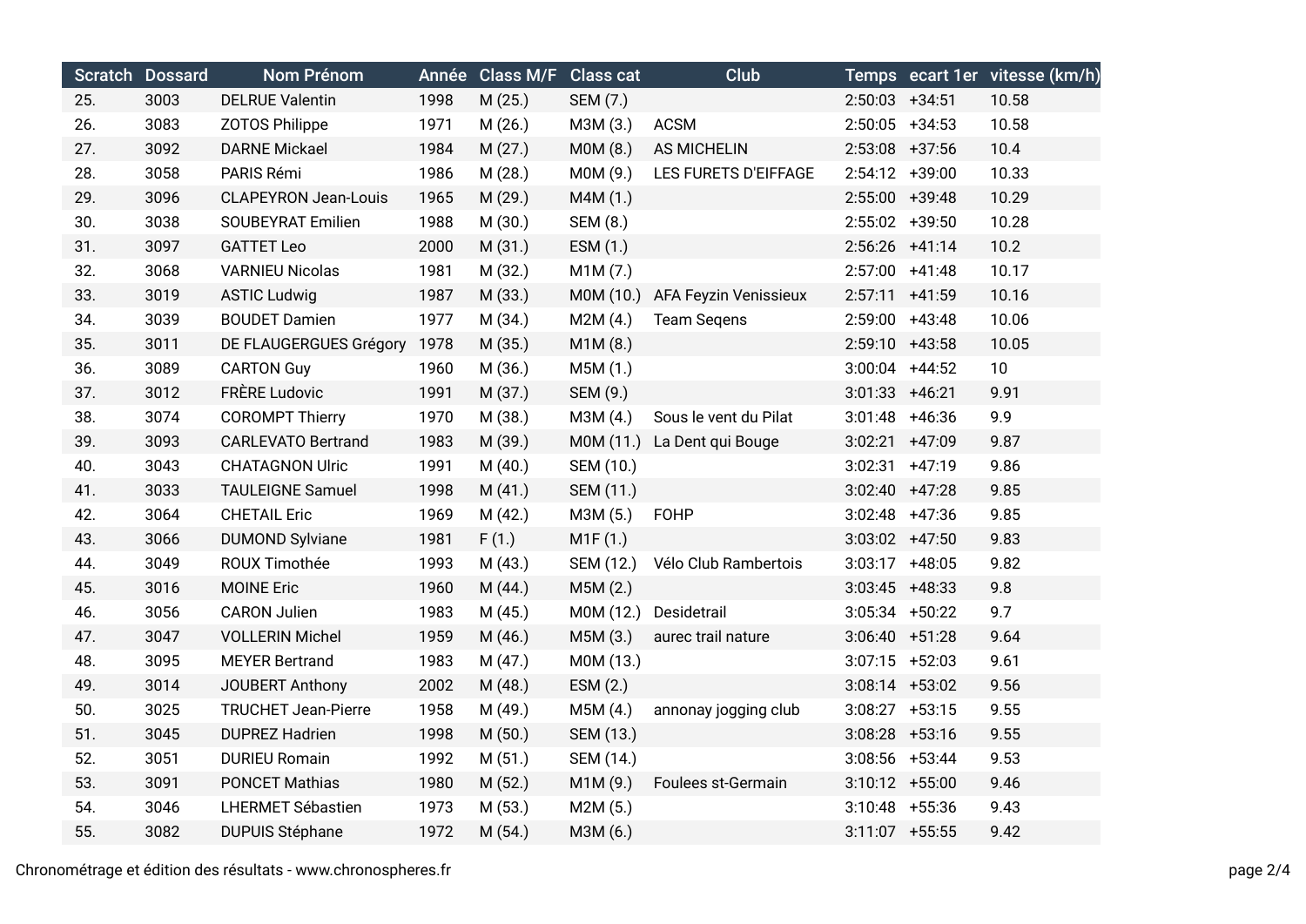| Scratch | Dossard | Nom Prénom | Année | Class M/F | Class cat | Club | Temps | ecart 1er | vitesse (km/h) |
|---|---|---|---|---|---|---|---|---|---|
| 25. | 3003 | DELRUE Valentin | 1998 | M (25.) | SEM (7.) | | 2:50:03 | +34:51 | 10.58 |
| 26. | 3083 | ZOTOS Philippe | 1971 | M (26.) | M3M (3.) | ACSM | 2:50:05 | +34:53 | 10.58 |
| 27. | 3092 | DARNE Mickael | 1984 | M (27.) | M0M (8.) | AS MICHELIN | 2:53:08 | +37:56 | 10.4 |
| 28. | 3058 | PARIS Rémi | 1986 | M (28.) | M0M (9.) | LES FURETS D'EIFFAGE | 2:54:12 | +39:00 | 10.33 |
| 29. | 3096 | CLAPEYRON Jean-Louis | 1965 | M (29.) | M4M (1.) | | 2:55:00 | +39:48 | 10.29 |
| 30. | 3038 | SOUBEYRAT Emilien | 1988 | M (30.) | SEM (8.) | | 2:55:02 | +39:50 | 10.28 |
| 31. | 3097 | GATTET Leo | 2000 | M (31.) | ESM (1.) | | 2:56:26 | +41:14 | 10.2 |
| 32. | 3068 | VARNIEU Nicolas | 1981 | M (32.) | M1M (7.) | | 2:57:00 | +41:48 | 10.17 |
| 33. | 3019 | ASTIC Ludwig | 1987 | M (33.) | M0M (10.) | AFA Feyzin Venissieux | 2:57:11 | +41:59 | 10.16 |
| 34. | 3039 | BOUDET Damien | 1977 | M (34.) | M2M (4.) | Team Seqens | 2:59:00 | +43:48 | 10.06 |
| 35. | 3011 | DE FLAUGERGUES Grégory | 1978 | M (35.) | M1M (8.) | | 2:59:10 | +43:58 | 10.05 |
| 36. | 3089 | CARTON Guy | 1960 | M (36.) | M5M (1.) | | 3:00:04 | +44:52 | 10 |
| 37. | 3012 | FRÈRE Ludovic | 1991 | M (37.) | SEM (9.) | | 3:01:33 | +46:21 | 9.91 |
| 38. | 3074 | COROMPT Thierry | 1970 | M (38.) | M3M (4.) | Sous le vent du Pilat | 3:01:48 | +46:36 | 9.9 |
| 39. | 3093 | CARLEVATO Bertrand | 1983 | M (39.) | M0M (11.) | La Dent qui Bouge | 3:02:21 | +47:09 | 9.87 |
| 40. | 3043 | CHATAGNON Ulric | 1991 | M (40.) | SEM (10.) | | 3:02:31 | +47:19 | 9.86 |
| 41. | 3033 | TAULEIGNE Samuel | 1998 | M (41.) | SEM (11.) | | 3:02:40 | +47:28 | 9.85 |
| 42. | 3064 | CHETAIL Eric | 1969 | M (42.) | M3M (5.) | FOHP | 3:02:48 | +47:36 | 9.85 |
| 43. | 3066 | DUMOND Sylviane | 1981 | F (1.) | M1F (1.) | | 3:03:02 | +47:50 | 9.83 |
| 44. | 3049 | ROUX Timothée | 1993 | M (43.) | SEM (12.) | Vélo Club Rambertois | 3:03:17 | +48:05 | 9.82 |
| 45. | 3016 | MOINE Eric | 1960 | M (44.) | M5M (2.) | | 3:03:45 | +48:33 | 9.8 |
| 46. | 3056 | CARON Julien | 1983 | M (45.) | M0M (12.) | Desidetrail | 3:05:34 | +50:22 | 9.7 |
| 47. | 3047 | VOLLERIN Michel | 1959 | M (46.) | M5M (3.) | aurec trail nature | 3:06:40 | +51:28 | 9.64 |
| 48. | 3095 | MEYER Bertrand | 1983 | M (47.) | M0M (13.) | | 3:07:15 | +52:03 | 9.61 |
| 49. | 3014 | JOUBERT Anthony | 2002 | M (48.) | ESM (2.) | | 3:08:14 | +53:02 | 9.56 |
| 50. | 3025 | TRUCHET Jean-Pierre | 1958 | M (49.) | M5M (4.) | annonay jogging club | 3:08:27 | +53:15 | 9.55 |
| 51. | 3045 | DUPREZ Hadrien | 1998 | M (50.) | SEM (13.) | | 3:08:28 | +53:16 | 9.55 |
| 52. | 3051 | DURIEU Romain | 1992 | M (51.) | SEM (14.) | | 3:08:56 | +53:44 | 9.53 |
| 53. | 3091 | PONCET Mathias | 1980 | M (52.) | M1M (9.) | Foulees st-Germain | 3:10:12 | +55:00 | 9.46 |
| 54. | 3046 | LHERMET Sébastien | 1973 | M (53.) | M2M (5.) | | 3:10:48 | +55:36 | 9.43 |
| 55. | 3082 | DUPUIS Stéphane | 1972 | M (54.) | M3M (6.) | | 3:11:07 | +55:55 | 9.42 |

Chronométrage et édition des résultats - www.chronospheres.fr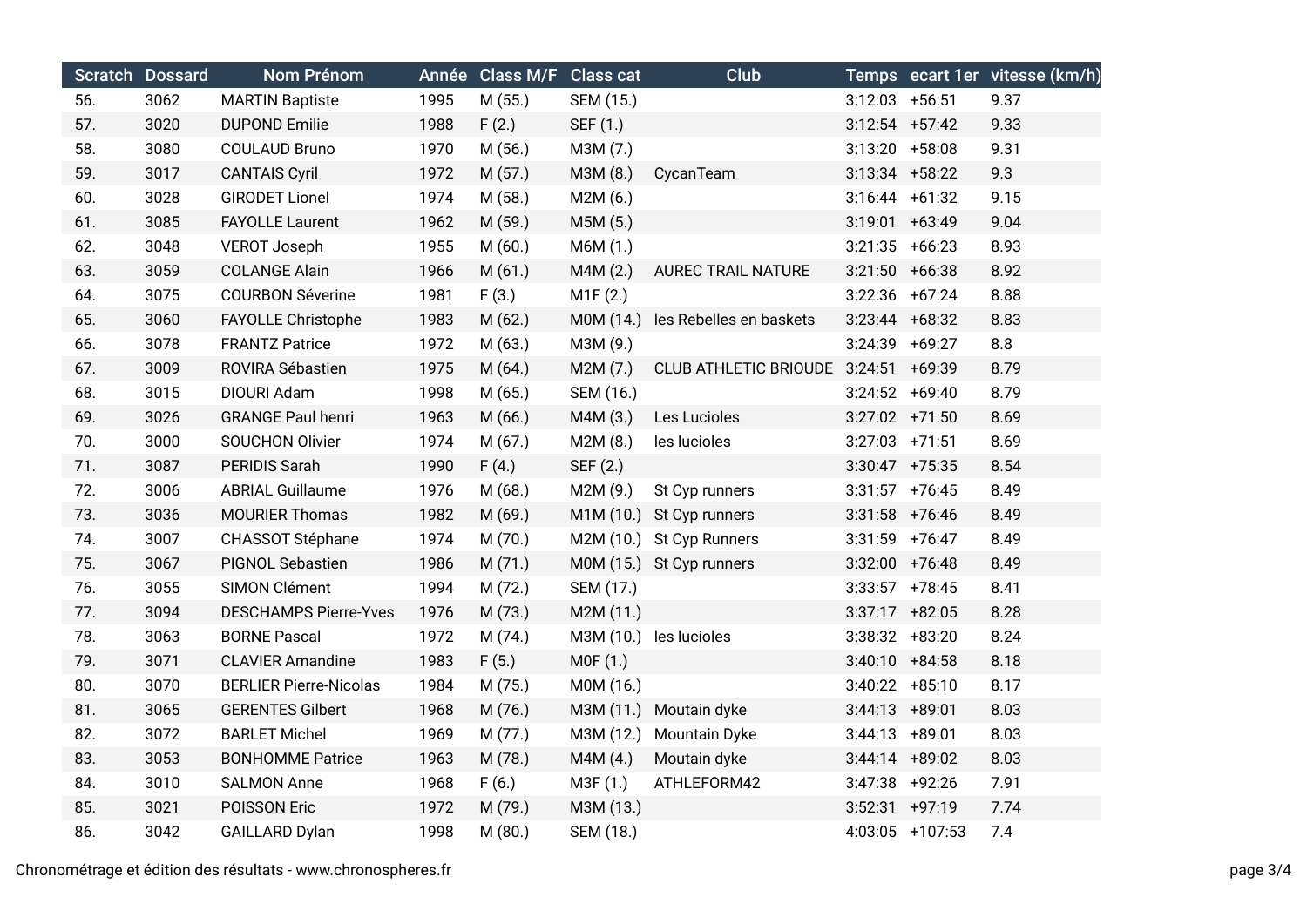| Scratch | Dossard | Nom Prénom | Année | Class M/F | Class cat | Club | Temps | ecart 1er | vitesse (km/h) |
|---|---|---|---|---|---|---|---|---|---|
| 56. | 3062 | MARTIN Baptiste | 1995 | M (55.) | SEM (15.) | | 3:12:03 | +56:51 | 9.37 |
| 57. | 3020 | DUPOND Emilie | 1988 | F (2.) | SEF (1.) | | 3:12:54 | +57:42 | 9.33 |
| 58. | 3080 | COULAUD Bruno | 1970 | M (56.) | M3M (7.) | | 3:13:20 | +58:08 | 9.31 |
| 59. | 3017 | CANTAIS Cyril | 1972 | M (57.) | M3M (8.) | CycanTeam | 3:13:34 | +58:22 | 9.3 |
| 60. | 3028 | GIRODET Lionel | 1974 | M (58.) | M2M (6.) | | 3:16:44 | +61:32 | 9.15 |
| 61. | 3085 | FAYOLLE Laurent | 1962 | M (59.) | M5M (5.) | | 3:19:01 | +63:49 | 9.04 |
| 62. | 3048 | VEROT Joseph | 1955 | M (60.) | M6M (1.) | | 3:21:35 | +66:23 | 8.93 |
| 63. | 3059 | COLANGE Alain | 1966 | M (61.) | M4M (2.) | AUREC TRAIL NATURE | 3:21:50 | +66:38 | 8.92 |
| 64. | 3075 | COURBON Séverine | 1981 | F (3.) | M1F (2.) | | 3:22:36 | +67:24 | 8.88 |
| 65. | 3060 | FAYOLLE Christophe | 1983 | M (62.) | M0M (14.) | les Rebelles en baskets | 3:23:44 | +68:32 | 8.83 |
| 66. | 3078 | FRANTZ Patrice | 1972 | M (63.) | M3M (9.) | | 3:24:39 | +69:27 | 8.8 |
| 67. | 3009 | ROVIRA Sébastien | 1975 | M (64.) | M2M (7.) | CLUB ATHLETIC BRIOUDE | 3:24:51 | +69:39 | 8.79 |
| 68. | 3015 | DIOURI Adam | 1998 | M (65.) | SEM (16.) | | 3:24:52 | +69:40 | 8.79 |
| 69. | 3026 | GRANGE Paul henri | 1963 | M (66.) | M4M (3.) | Les Lucioles | 3:27:02 | +71:50 | 8.69 |
| 70. | 3000 | SOUCHON Olivier | 1974 | M (67.) | M2M (8.) | les lucioles | 3:27:03 | +71:51 | 8.69 |
| 71. | 3087 | PERIDIS Sarah | 1990 | F (4.) | SEF (2.) | | 3:30:47 | +75:35 | 8.54 |
| 72. | 3006 | ABRIAL Guillaume | 1976 | M (68.) | M2M (9.) | St Cyp runners | 3:31:57 | +76:45 | 8.49 |
| 73. | 3036 | MOURIER Thomas | 1982 | M (69.) | M1M (10.) | St Cyp runners | 3:31:58 | +76:46 | 8.49 |
| 74. | 3007 | CHASSOT Stéphane | 1974 | M (70.) | M2M (10.) | St Cyp Runners | 3:31:59 | +76:47 | 8.49 |
| 75. | 3067 | PIGNOL Sebastien | 1986 | M (71.) | M0M (15.) | St Cyp runners | 3:32:00 | +76:48 | 8.49 |
| 76. | 3055 | SIMON Clément | 1994 | M (72.) | SEM (17.) | | 3:33:57 | +78:45 | 8.41 |
| 77. | 3094 | DESCHAMPS Pierre-Yves | 1976 | M (73.) | M2M (11.) | | 3:37:17 | +82:05 | 8.28 |
| 78. | 3063 | BORNE Pascal | 1972 | M (74.) | M3M (10.) | les lucioles | 3:38:32 | +83:20 | 8.24 |
| 79. | 3071 | CLAVIER Amandine | 1983 | F (5.) | M0F (1.) | | 3:40:10 | +84:58 | 8.18 |
| 80. | 3070 | BERLIER Pierre-Nicolas | 1984 | M (75.) | M0M (16.) | | 3:40:22 | +85:10 | 8.17 |
| 81. | 3065 | GERENTES Gilbert | 1968 | M (76.) | M3M (11.) | Moutain dyke | 3:44:13 | +89:01 | 8.03 |
| 82. | 3072 | BARLET Michel | 1969 | M (77.) | M3M (12.) | Mountain Dyke | 3:44:13 | +89:01 | 8.03 |
| 83. | 3053 | BONHOMME Patrice | 1963 | M (78.) | M4M (4.) | Moutain dyke | 3:44:14 | +89:02 | 8.03 |
| 84. | 3010 | SALMON Anne | 1968 | F (6.) | M3F (1.) | ATHLEFORM42 | 3:47:38 | +92:26 | 7.91 |
| 85. | 3021 | POISSON Eric | 1972 | M (79.) | M3M (13.) | | 3:52:31 | +97:19 | 7.74 |
| 86. | 3042 | GAILLARD Dylan | 1998 | M (80.) | SEM (18.) | | 4:03:05 | +107:53 | 7.4 |

Chronométrage et édition des résultats - www.chronospheres.fr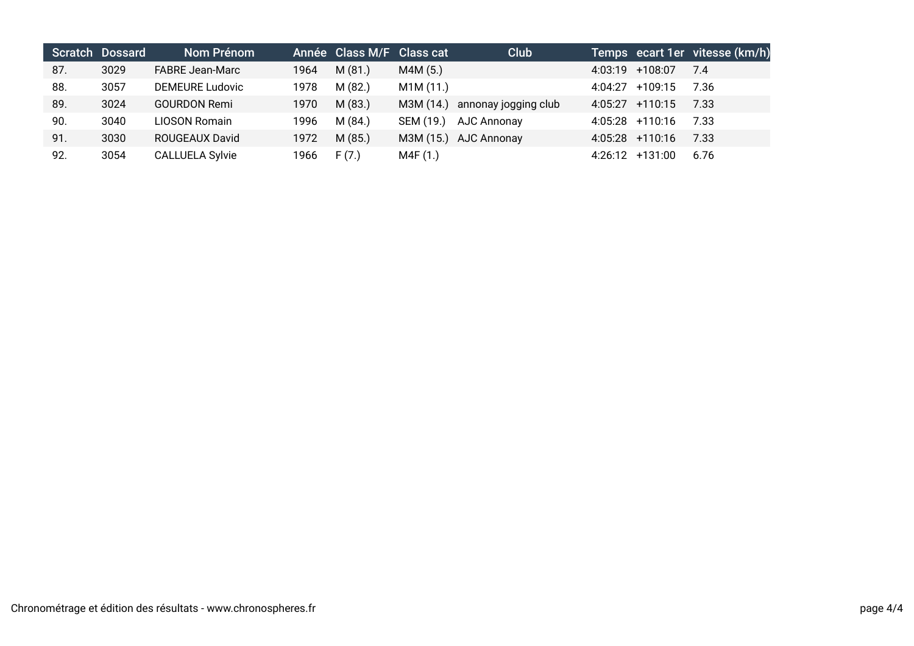| Scratch | Dossard | Nom Prénom | Année | Class M/F | Class cat | Club | Temps | ecart 1er | vitesse (km/h) |
|---|---|---|---|---|---|---|---|---|---|
| 87. | 3029 | FABRE Jean-Marc | 1964 | M (81.) | M4M (5.) | | 4:03:19 | +108:07 | 7.4 |
| 88. | 3057 | DEMEURE Ludovic | 1978 | M (82.) | M1M (11.) | | 4:04:27 | +109:15 | 7.36 |
| 89. | 3024 | GOURDON Remi | 1970 | M (83.) | M3M (14.) | annonay jogging club | 4:05:27 | +110:15 | 7.33 |
| 90. | 3040 | LIOSON Romain | 1996 | M (84.) | SEM (19.) | AJC Annonay | 4:05:28 | +110:16 | 7.33 |
| 91. | 3030 | ROUGEAUX David | 1972 | M (85.) | M3M (15.) | AJC Annonay | 4:05:28 | +110:16 | 7.33 |
| 92. | 3054 | CALLUELA Sylvie | 1966 | F (7.) | M4F (1.) | | 4:26:12 | +131:00 | 6.76 |

Chronométrage et édition des résultats - www.chronospheres.fr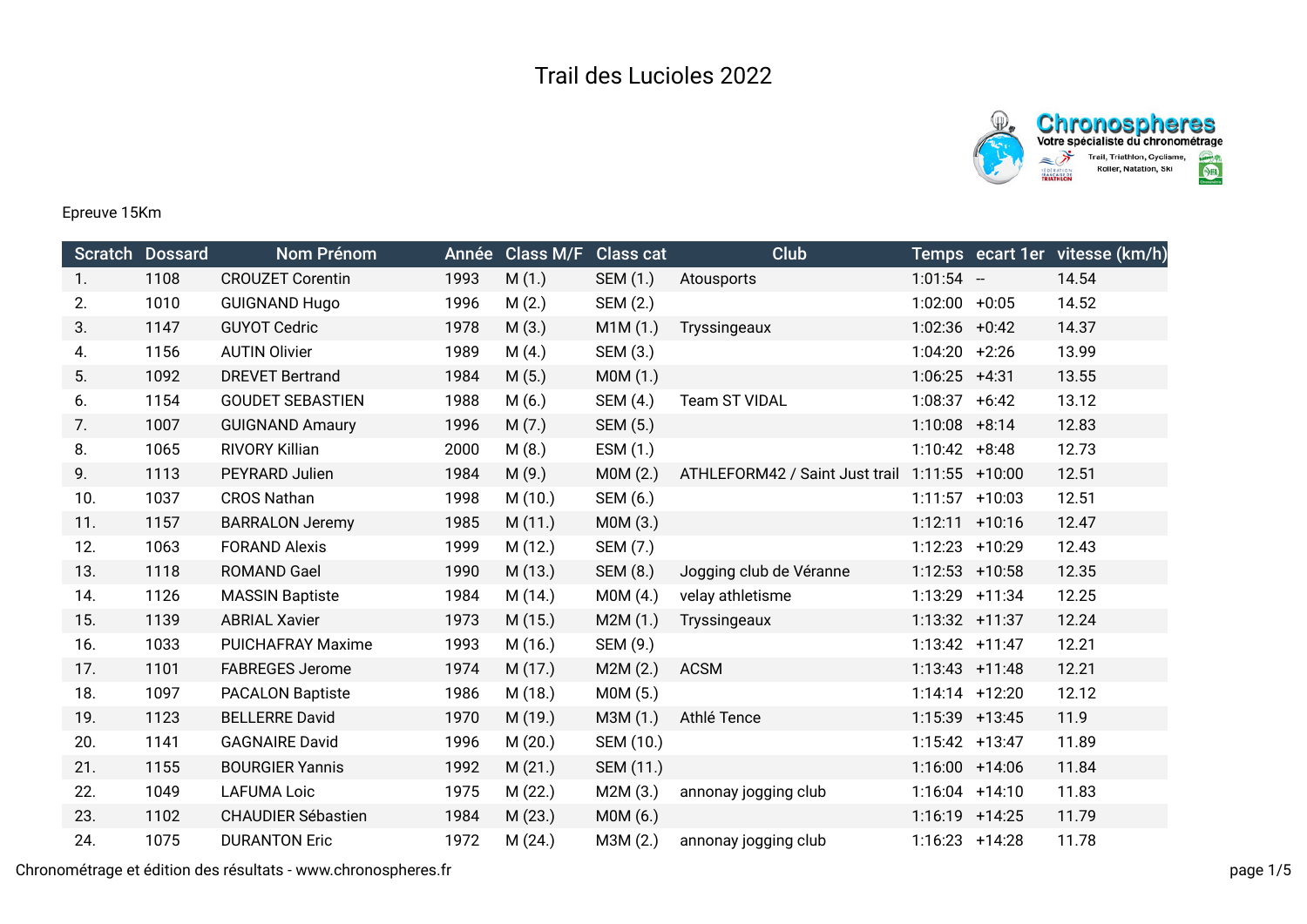# Trail des Lucioles 2022

Epreuve 15Km

| Scratch | Dossard | Nom Prénom | Année | Class M/F | Class cat | Club | Temps | ecart 1er | vitesse (km/h) |
|---|---|---|---|---|---|---|---|---|---|
| 1. | 1108 | CROUZET Corentin | 1993 | M (1.) | SEM (1.) | Atousports | 1:01:54 | -- | 14.54 |
| 2. | 1010 | GUIGNAND Hugo | 1996 | M (2.) | SEM (2.) | | 1:02:00 | +0:05 | 14.52 |
| 3. | 1147 | GUYOT Cedric | 1978 | M (3.) | M1M (1.) | Tryssingeaux | 1:02:36 | +0:42 | 14.37 |
| 4. | 1156 | AUTIN Olivier | 1989 | M (4.) | SEM (3.) | | 1:04:20 | +2:26 | 13.99 |
| 5. | 1092 | DREVET Bertrand | 1984 | M (5.) | M0M (1.) | | 1:06:25 | +4:31 | 13.55 |
| 6. | 1154 | GOUDET SEBASTIEN | 1988 | M (6.) | SEM (4.) | Team ST VIDAL | 1:08:37 | +6:42 | 13.12 |
| 7. | 1007 | GUIGNAND Amaury | 1996 | M (7.) | SEM (5.) | | 1:10:08 | +8:14 | 12.83 |
| 8. | 1065 | RIVORY Killian | 2000 | M (8.) | ESM (1.) | | 1:10:42 | +8:48 | 12.73 |
| 9. | 1113 | PEYRARD Julien | 1984 | M (9.) | M0M (2.) | ATHLEFORM42 / Saint Just trail | 1:11:55 | +10:00 | 12.51 |
| 10. | 1037 | CROS Nathan | 1998 | M (10.) | SEM (6.) | | 1:11:57 | +10:03 | 12.51 |
| 11. | 1157 | BARRALON Jeremy | 1985 | M (11.) | M0M (3.) | | 1:12:11 | +10:16 | 12.47 |
| 12. | 1063 | FORAND Alexis | 1999 | M (12.) | SEM (7.) | | 1:12:23 | +10:29 | 12.43 |
| 13. | 1118 | ROMAND Gael | 1990 | M (13.) | SEM (8.) | Jogging club de Véranne | 1:12:53 | +10:58 | 12.35 |
| 14. | 1126 | MASSIN Baptiste | 1984 | M (14.) | M0M (4.) | velay athletisme | 1:13:29 | +11:34 | 12.25 |
| 15. | 1139 | ABRIAL Xavier | 1973 | M (15.) | M2M (1.) | Tryssingeaux | 1:13:32 | +11:37 | 12.24 |
| 16. | 1033 | PUICHAFRAY Maxime | 1993 | M (16.) | SEM (9.) | | 1:13:42 | +11:47 | 12.21 |
| 17. | 1101 | FABREGES Jerome | 1974 | M (17.) | M2M (2.) | ACSM | 1:13:43 | +11:48 | 12.21 |
| 18. | 1097 | PACALON Baptiste | 1986 | M (18.) | M0M (5.) | | 1:14:14 | +12:20 | 12.12 |
| 19. | 1123 | BELLERRE David | 1970 | M (19.) | M3M (1.) | Athlé Tence | 1:15:39 | +13:45 | 11.9 |
| 20. | 1141 | GAGNAIRE David | 1996 | M (20.) | SEM (10.) | | 1:15:42 | +13:47 | 11.89 |
| 21. | 1155 | BOURGIER Yannis | 1992 | M (21.) | SEM (11.) | | 1:16:00 | +14:06 | 11.84 |
| 22. | 1049 | LAFUMA Loic | 1975 | M (22.) | M2M (3.) | annonay jogging club | 1:16:04 | +14:10 | 11.83 |
| 23. | 1102 | CHAUDIER Sébastien | 1984 | M (23.) | M0M (6.) | | 1:16:19 | +14:25 | 11.79 |
| 24. | 1075 | DURANTON Eric | 1972 | M (24.) | M3M (2.) | annonay jogging club | 1:16:23 | +14:28 | 11.78 |

Chronométrage et édition des résultats - www.chronospheres.fr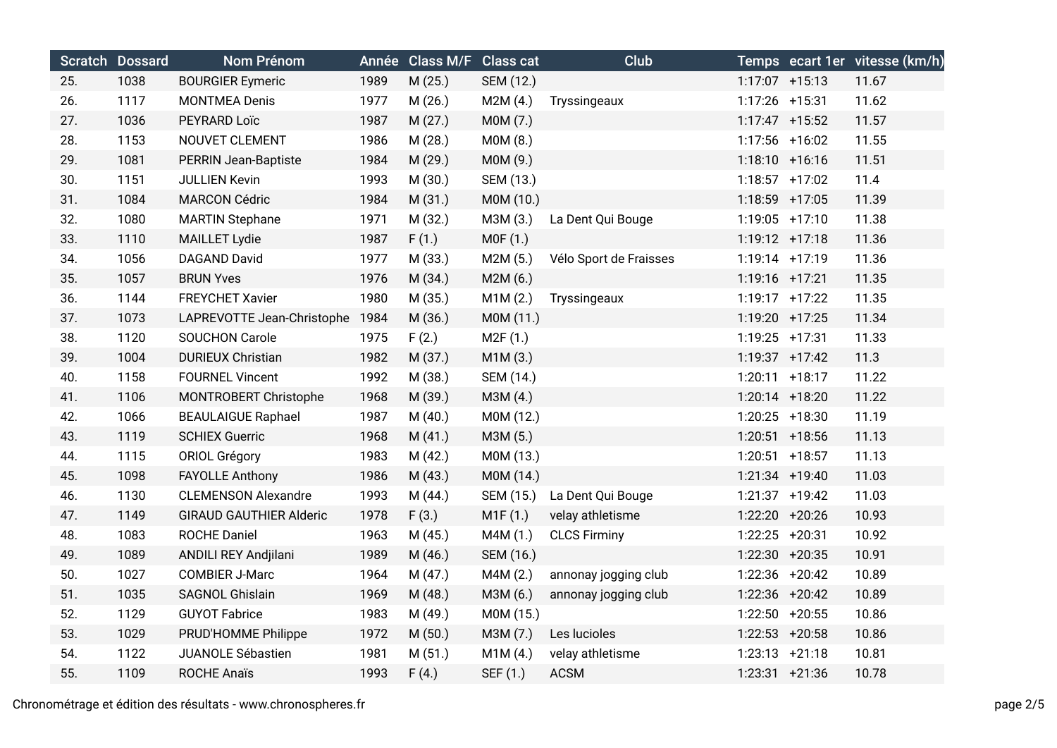| Scratch | Dossard | Nom Prénom | Année | Class M/F | Class cat | Club | Temps | ecart 1er | vitesse (km/h) |
|---|---|---|---|---|---|---|---|---|---|
| 25. | 1038 | BOURGIER Eymeric | 1989 | M (25.) | SEM (12.) | | 1:17:07 | +15:13 | 11.67 |
| 26. | 1117 | MONTMEA Denis | 1977 | M (26.) | M2M (4.) | Tryssingeaux | 1:17:26 | +15:31 | 11.62 |
| 27. | 1036 | PEYRARD Loïc | 1987 | M (27.) | M0M (7.) | | 1:17:47 | +15:52 | 11.57 |
| 28. | 1153 | NOUVET CLEMENT | 1986 | M (28.) | M0M (8.) | | 1:17:56 | +16:02 | 11.55 |
| 29. | 1081 | PERRIN Jean-Baptiste | 1984 | M (29.) | M0M (9.) | | 1:18:10 | +16:16 | 11.51 |
| 30. | 1151 | JULLIEN Kevin | 1993 | M (30.) | SEM (13.) | | 1:18:57 | +17:02 | 11.4 |
| 31. | 1084 | MARCON Cédric | 1984 | M (31.) | M0M (10.) | | 1:18:59 | +17:05 | 11.39 |
| 32. | 1080 | MARTIN Stephane | 1971 | M (32.) | M3M (3.) | La Dent Qui Bouge | 1:19:05 | +17:10 | 11.38 |
| 33. | 1110 | MAILLET Lydie | 1987 | F (1.) | M0F (1.) | | 1:19:12 | +17:18 | 11.36 |
| 34. | 1056 | DAGAND David | 1977 | M (33.) | M2M (5.) | Vélo Sport de Fraisses | 1:19:14 | +17:19 | 11.36 |
| 35. | 1057 | BRUN Yves | 1976 | M (34.) | M2M (6.) | | 1:19:16 | +17:21 | 11.35 |
| 36. | 1144 | FREYCHET Xavier | 1980 | M (35.) | M1M (2.) | Tryssingeaux | 1:19:17 | +17:22 | 11.35 |
| 37. | 1073 | LAPREVOTTE Jean-Christophe | 1984 | M (36.) | M0M (11.) | | 1:19:20 | +17:25 | 11.34 |
| 38. | 1120 | SOUCHON Carole | 1975 | F (2.) | M2F (1.) | | 1:19:25 | +17:31 | 11.33 |
| 39. | 1004 | DURIEUX Christian | 1982 | M (37.) | M1M (3.) | | 1:19:37 | +17:42 | 11.3 |
| 40. | 1158 | FOURNEL Vincent | 1992 | M (38.) | SEM (14.) | | 1:20:11 | +18:17 | 11.22 |
| 41. | 1106 | MONTROBERT Christophe | 1968 | M (39.) | M3M (4.) | | 1:20:14 | +18:20 | 11.22 |
| 42. | 1066 | BEAULAIGUE Raphael | 1987 | M (40.) | M0M (12.) | | 1:20:25 | +18:30 | 11.19 |
| 43. | 1119 | SCHIEX Guerric | 1968 | M (41.) | M3M (5.) | | 1:20:51 | +18:56 | 11.13 |
| 44. | 1115 | ORIOL Grégory | 1983 | M (42.) | M0M (13.) | | 1:20:51 | +18:57 | 11.13 |
| 45. | 1098 | FAYOLLE Anthony | 1986 | M (43.) | M0M (14.) | | 1:21:34 | +19:40 | 11.03 |
| 46. | 1130 | CLEMENSON Alexandre | 1993 | M (44.) | SEM (15.) | La Dent Qui Bouge | 1:21:37 | +19:42 | 11.03 |
| 47. | 1149 | GIRAUD GAUTHIER Alderic | 1978 | F (3.) | M1F (1.) | velay athletisme | 1:22:20 | +20:26 | 10.93 |
| 48. | 1083 | ROCHE Daniel | 1963 | M (45.) | M4M (1.) | CLCS Firminy | 1:22:25 | +20:31 | 10.92 |
| 49. | 1089 | ANDILI REY Andjilani | 1989 | M (46.) | SEM (16.) | | 1:22:30 | +20:35 | 10.91 |
| 50. | 1027 | COMBIER J-Marc | 1964 | M (47.) | M4M (2.) | annonay jogging club | 1:22:36 | +20:42 | 10.89 |
| 51. | 1035 | SAGNOL Ghislain | 1969 | M (48.) | M3M (6.) | annonay jogging club | 1:22:36 | +20:42 | 10.89 |
| 52. | 1129 | GUYOT Fabrice | 1983 | M (49.) | M0M (15.) | | 1:22:50 | +20:55 | 10.86 |
| 53. | 1029 | PRUD'HOMME Philippe | 1972 | M (50.) | M3M (7.) | Les lucioles | 1:22:53 | +20:58 | 10.86 |
| 54. | 1122 | JUANOLE Sébastien | 1981 | M (51.) | M1M (4.) | velay athletisme | 1:23:13 | +21:18 | 10.81 |
| 55. | 1109 | ROCHE Anaïs | 1993 | F (4.) | SEF (1.) | ACSM | 1:23:31 | +21:36 | 10.78 |

Chronométrage et édition des résultats - www.chronospheres.fr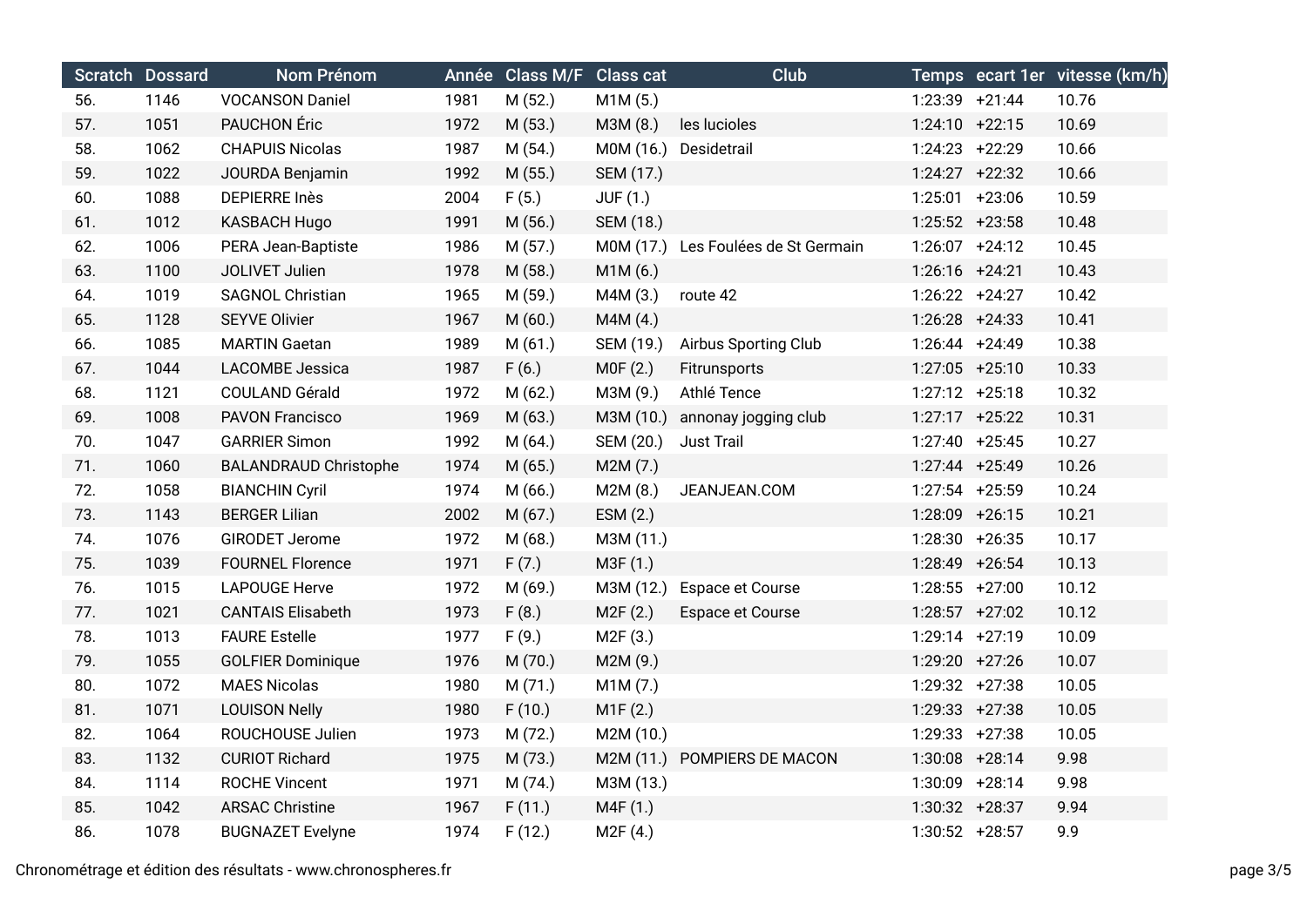| Scratch | Dossard | Nom Prénom | Année | Class M/F | Class cat | Club | Temps | ecart 1er | vitesse (km/h) |
|---|---|---|---|---|---|---|---|---|---|
| 56. | 1146 | VOCANSON Daniel | 1981 | M (52.) | M1M (5.) | | 1:23:39 | +21:44 | 10.76 |
| 57. | 1051 | PAUCHON Éric | 1972 | M (53.) | M3M (8.) | les lucioles | 1:24:10 | +22:15 | 10.69 |
| 58. | 1062 | CHAPUIS Nicolas | 1987 | M (54.) | M0M (16.) | Desidetrail | 1:24:23 | +22:29 | 10.66 |
| 59. | 1022 | JOURDA Benjamin | 1992 | M (55.) | SEM (17.) | | 1:24:27 | +22:32 | 10.66 |
| 60. | 1088 | DEPIERRE Inès | 2004 | F (5.) | JUF (1.) | | 1:25:01 | +23:06 | 10.59 |
| 61. | 1012 | KASBACH Hugo | 1991 | M (56.) | SEM (18.) | | 1:25:52 | +23:58 | 10.48 |
| 62. | 1006 | PERA Jean-Baptiste | 1986 | M (57.) | M0M (17.) | Les Foulées de St Germain | 1:26:07 | +24:12 | 10.45 |
| 63. | 1100 | JOLIVET Julien | 1978 | M (58.) | M1M (6.) | | 1:26:16 | +24:21 | 10.43 |
| 64. | 1019 | SAGNOL Christian | 1965 | M (59.) | M4M (3.) | route 42 | 1:26:22 | +24:27 | 10.42 |
| 65. | 1128 | SEYVE Olivier | 1967 | M (60.) | M4M (4.) | | 1:26:28 | +24:33 | 10.41 |
| 66. | 1085 | MARTIN Gaetan | 1989 | M (61.) | SEM (19.) | Airbus Sporting Club | 1:26:44 | +24:49 | 10.38 |
| 67. | 1044 | LACOMBE Jessica | 1987 | F (6.) | M0F (2.) | Fitrunsports | 1:27:05 | +25:10 | 10.33 |
| 68. | 1121 | COULAND Gérald | 1972 | M (62.) | M3M (9.) | Athlé Tence | 1:27:12 | +25:18 | 10.32 |
| 69. | 1008 | PAVON Francisco | 1969 | M (63.) | M3M (10.) | annonay jogging club | 1:27:17 | +25:22 | 10.31 |
| 70. | 1047 | GARRIER Simon | 1992 | M (64.) | SEM (20.) | Just Trail | 1:27:40 | +25:45 | 10.27 |
| 71. | 1060 | BALANDRAUD Christophe | 1974 | M (65.) | M2M (7.) | | 1:27:44 | +25:49 | 10.26 |
| 72. | 1058 | BIANCHIN Cyril | 1974 | M (66.) | M2M (8.) | JEANJEAN.COM | 1:27:54 | +25:59 | 10.24 |
| 73. | 1143 | BERGER Lilian | 2002 | M (67.) | ESM (2.) | | 1:28:09 | +26:15 | 10.21 |
| 74. | 1076 | GIRODET Jerome | 1972 | M (68.) | M3M (11.) | | 1:28:30 | +26:35 | 10.17 |
| 75. | 1039 | FOURNEL Florence | 1971 | F (7.) | M3F (1.) | | 1:28:49 | +26:54 | 10.13 |
| 76. | 1015 | LAPOUGE Herve | 1972 | M (69.) | M3M (12.) | Espace et Course | 1:28:55 | +27:00 | 10.12 |
| 77. | 1021 | CANTAIS Elisabeth | 1973 | F (8.) | M2F (2.) | Espace et Course | 1:28:57 | +27:02 | 10.12 |
| 78. | 1013 | FAURE Estelle | 1977 | F (9.) | M2F (3.) | | 1:29:14 | +27:19 | 10.09 |
| 79. | 1055 | GOLFIER Dominique | 1976 | M (70.) | M2M (9.) | | 1:29:20 | +27:26 | 10.07 |
| 80. | 1072 | MAES Nicolas | 1980 | M (71.) | M1M (7.) | | 1:29:32 | +27:38 | 10.05 |
| 81. | 1071 | LOUISON Nelly | 1980 | F (10.) | M1F (2.) | | 1:29:33 | +27:38 | 10.05 |
| 82. | 1064 | ROUCHOUSE Julien | 1973 | M (72.) | M2M (10.) | | 1:29:33 | +27:38 | 10.05 |
| 83. | 1132 | CURIOT Richard | 1975 | M (73.) | M2M (11.) | POMPIERS DE MACON | 1:30:08 | +28:14 | 9.98 |
| 84. | 1114 | ROCHE Vincent | 1971 | M (74.) | M3M (13.) | | 1:30:09 | +28:14 | 9.98 |
| 85. | 1042 | ARSAC Christine | 1967 | F (11.) | M4F (1.) | | 1:30:32 | +28:37 | 9.94 |
| 86. | 1078 | BUGNAZET Evelyne | 1974 | F (12.) | M2F (4.) | | 1:30:52 | +28:57 | 9.9 |

Chronométrage et édition des résultats - www.chronospheres.fr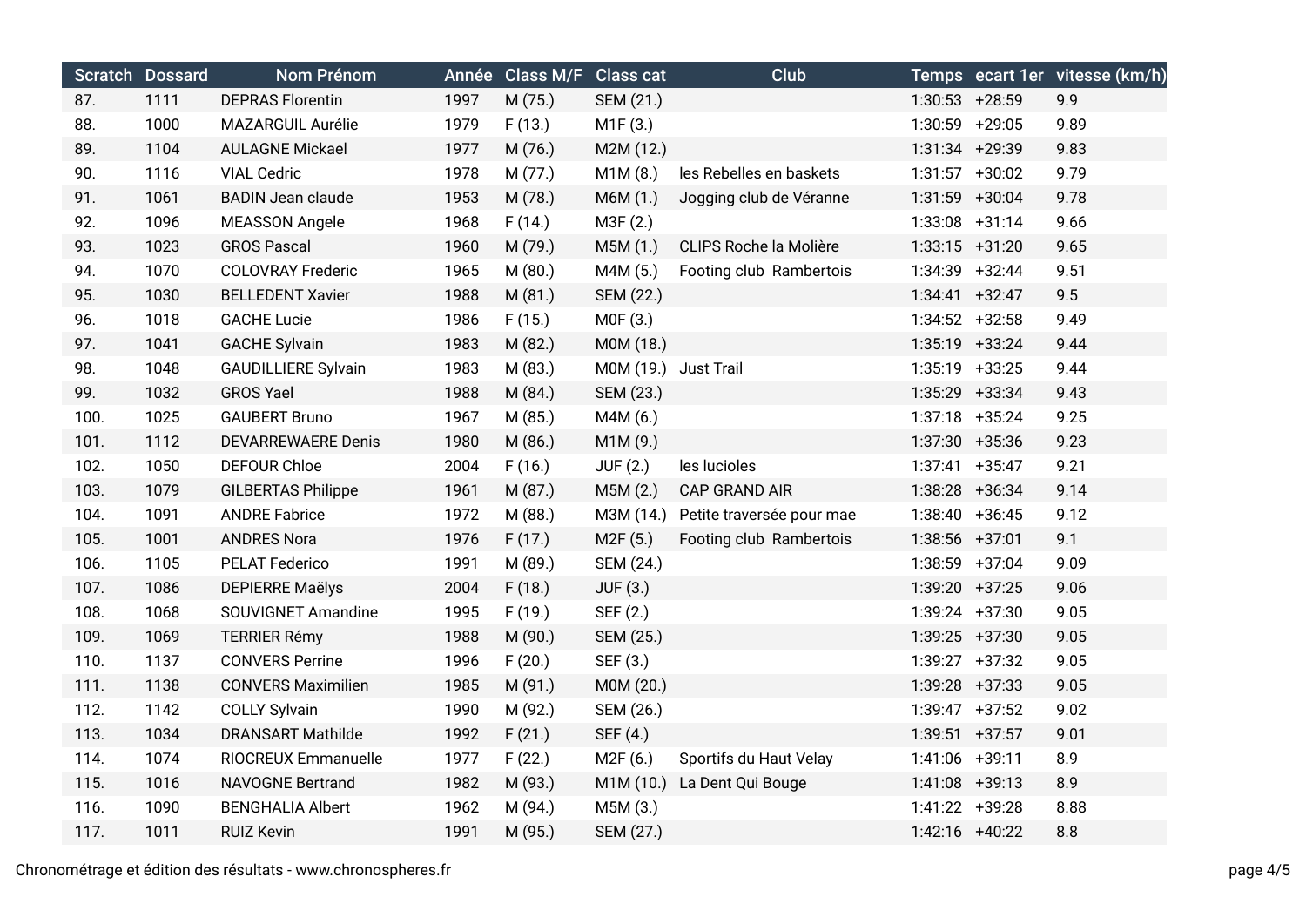| Scratch | Dossard | Nom Prénom | Année | Class M/F | Class cat | Club | Temps | ecart 1er | vitesse (km/h) |
|---|---|---|---|---|---|---|---|---|---|
| 87. | 1111 | DEPRAS Florentin | 1997 | M (75.) | SEM (21.) | | 1:30:53 | +28:59 | 9.9 |
| 88. | 1000 | MAZARGUIL Aurélie | 1979 | F (13.) | M1F (3.) | | 1:30:59 | +29:05 | 9.89 |
| 89. | 1104 | AULAGNE Mickael | 1977 | M (76.) | M2M (12.) | | 1:31:34 | +29:39 | 9.83 |
| 90. | 1116 | VIAL Cedric | 1978 | M (77.) | M1M (8.) | les Rebelles en baskets | 1:31:57 | +30:02 | 9.79 |
| 91. | 1061 | BADIN Jean claude | 1953 | M (78.) | M6M (1.) | Jogging club de Véranne | 1:31:59 | +30:04 | 9.78 |
| 92. | 1096 | MEASSON Angele | 1968 | F (14.) | M3F (2.) | | 1:33:08 | +31:14 | 9.66 |
| 93. | 1023 | GROS Pascal | 1960 | M (79.) | M5M (1.) | CLIPS Roche la Molière | 1:33:15 | +31:20 | 9.65 |
| 94. | 1070 | COLOVRAY Frederic | 1965 | M (80.) | M4M (5.) | Footing club Rambertois | 1:34:39 | +32:44 | 9.51 |
| 95. | 1030 | BELLEDENT Xavier | 1988 | M (81.) | SEM (22.) | | 1:34:41 | +32:47 | 9.5 |
| 96. | 1018 | GACHE Lucie | 1986 | F (15.) | M0F (3.) | | 1:34:52 | +32:58 | 9.49 |
| 97. | 1041 | GACHE Sylvain | 1983 | M (82.) | M0M (18.) | | 1:35:19 | +33:24 | 9.44 |
| 98. | 1048 | GAUDILLIERE Sylvain | 1983 | M (83.) | M0M (19.) | Just Trail | 1:35:19 | +33:25 | 9.44 |
| 99. | 1032 | GROS Yael | 1988 | M (84.) | SEM (23.) | | 1:35:29 | +33:34 | 9.43 |
| 100. | 1025 | GAUBERT Bruno | 1967 | M (85.) | M4M (6.) | | 1:37:18 | +35:24 | 9.25 |
| 101. | 1112 | DEVARREWAERE Denis | 1980 | M (86.) | M1M (9.) | | 1:37:30 | +35:36 | 9.23 |
| 102. | 1050 | DEFOUR Chloe | 2004 | F (16.) | JUF (2.) | les lucioles | 1:37:41 | +35:47 | 9.21 |
| 103. | 1079 | GILBERTAS Philippe | 1961 | M (87.) | M5M (2.) | CAP GRAND AIR | 1:38:28 | +36:34 | 9.14 |
| 104. | 1091 | ANDRE Fabrice | 1972 | M (88.) | M3M (14.) | Petite traversée pour mae | 1:38:40 | +36:45 | 9.12 |
| 105. | 1001 | ANDRES Nora | 1976 | F (17.) | M2F (5.) | Footing club Rambertois | 1:38:56 | +37:01 | 9.1 |
| 106. | 1105 | PELAT Federico | 1991 | M (89.) | SEM (24.) | | 1:38:59 | +37:04 | 9.09 |
| 107. | 1086 | DEPIERRE Maëlys | 2004 | F (18.) | JUF (3.) | | 1:39:20 | +37:25 | 9.06 |
| 108. | 1068 | SOUVIGNET Amandine | 1995 | F (19.) | SEF (2.) | | 1:39:24 | +37:30 | 9.05 |
| 109. | 1069 | TERRIER Rémy | 1988 | M (90.) | SEM (25.) | | 1:39:25 | +37:30 | 9.05 |
| 110. | 1137 | CONVERS Perrine | 1996 | F (20.) | SEF (3.) | | 1:39:27 | +37:32 | 9.05 |
| 111. | 1138 | CONVERS Maximilien | 1985 | M (91.) | M0M (20.) | | 1:39:28 | +37:33 | 9.05 |
| 112. | 1142 | COLLY Sylvain | 1990 | M (92.) | SEM (26.) | | 1:39:47 | +37:52 | 9.02 |
| 113. | 1034 | DRANSART Mathilde | 1992 | F (21.) | SEF (4.) | | 1:39:51 | +37:57 | 9.01 |
| 114. | 1074 | RIOCREUX Emmanuelle | 1977 | F (22.) | M2F (6.) | Sportifs du Haut Velay | 1:41:06 | +39:11 | 8.9 |
| 115. | 1016 | NAVOGNE Bertrand | 1982 | M (93.) | M1M (10.) | La Dent Qui Bouge | 1:41:08 | +39:13 | 8.9 |
| 116. | 1090 | BENGHALIA Albert | 1962 | M (94.) | M5M (3.) | | 1:41:22 | +39:28 | 8.88 |
| 117. | 1011 | RUIZ Kevin | 1991 | M (95.) | SEM (27.) | | 1:42:16 | +40:22 | 8.8 |

Chronométrage et édition des résultats - www.chronospheres.fr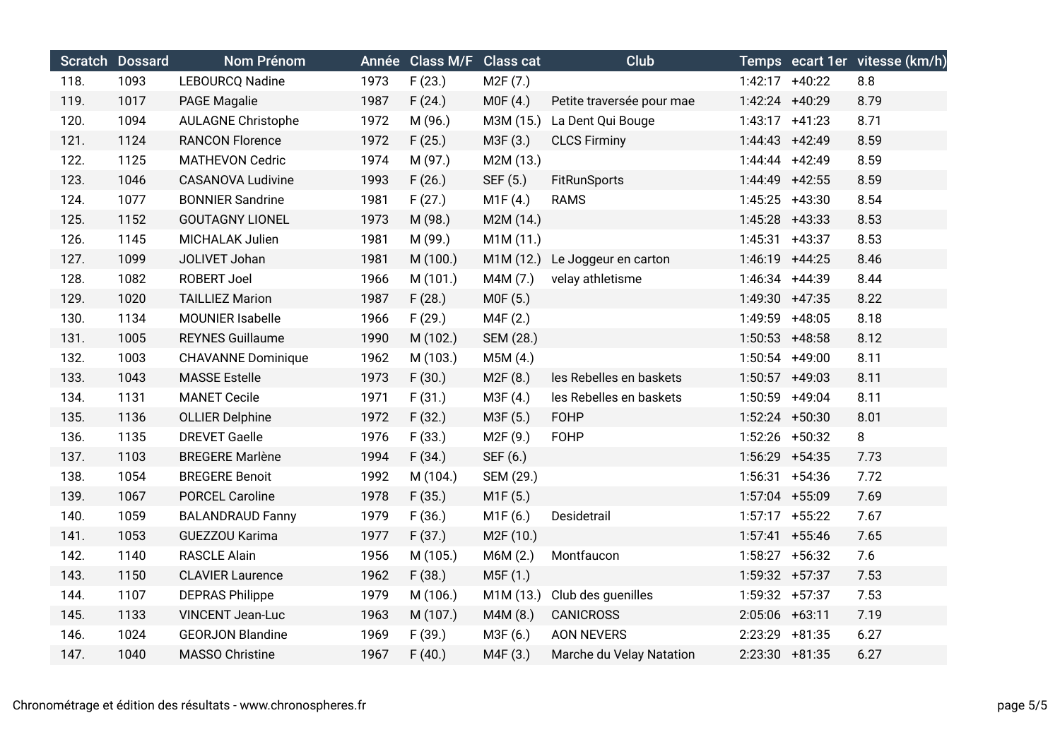| Scratch | Dossard | Nom Prénom | Année | Class M/F | Class cat | Club | Temps | ecart 1er | vitesse (km/h) |
|---|---|---|---|---|---|---|---|---|---|
| 118. | 1093 | LEBOURCQ Nadine | 1973 | F (23.) | M2F (7.) | | 1:42:17 | +40:22 | 8.8 |
| 119. | 1017 | PAGE Magalie | 1987 | F (24.) | M0F (4.) | Petite traversée pour mae | 1:42:24 | +40:29 | 8.79 |
| 120. | 1094 | AULAGNE Christophe | 1972 | M (96.) | M3M (15.) | La Dent Qui Bouge | 1:43:17 | +41:23 | 8.71 |
| 121. | 1124 | RANCON Florence | 1972 | F (25.) | M3F (3.) | CLCS Firminy | 1:44:43 | +42:49 | 8.59 |
| 122. | 1125 | MATHEVON Cedric | 1974 | M (97.) | M2M (13.) | | 1:44:44 | +42:49 | 8.59 |
| 123. | 1046 | CASANOVA Ludivine | 1993 | F (26.) | SEF (5.) | FitRunSports | 1:44:49 | +42:55 | 8.59 |
| 124. | 1077 | BONNIER Sandrine | 1981 | F (27.) | M1F (4.) | RAMS | 1:45:25 | +43:30 | 8.54 |
| 125. | 1152 | GOUTAGNY LIONEL | 1973 | M (98.) | M2M (14.) | | 1:45:28 | +43:33 | 8.53 |
| 126. | 1145 | MICHALAK Julien | 1981 | M (99.) | M1M (11.) | | 1:45:31 | +43:37 | 8.53 |
| 127. | 1099 | JOLIVET Johan | 1981 | M (100.) | M1M (12.) | Le Joggeur en carton | 1:46:19 | +44:25 | 8.46 |
| 128. | 1082 | ROBERT Joel | 1966 | M (101.) | M4M (7.) | velay athletisme | 1:46:34 | +44:39 | 8.44 |
| 129. | 1020 | TAILLIEZ Marion | 1987 | F (28.) | M0F (5.) | | 1:49:30 | +47:35 | 8.22 |
| 130. | 1134 | MOUNIER Isabelle | 1966 | F (29.) | M4F (2.) | | 1:49:59 | +48:05 | 8.18 |
| 131. | 1005 | REYNES Guillaume | 1990 | M (102.) | SEM (28.) | | 1:50:53 | +48:58 | 8.12 |
| 132. | 1003 | CHAVANNE Dominique | 1962 | M (103.) | M5M (4.) | | 1:50:54 | +49:00 | 8.11 |
| 133. | 1043 | MASSE Estelle | 1973 | F (30.) | M2F (8.) | les Rebelles en baskets | 1:50:57 | +49:03 | 8.11 |
| 134. | 1131 | MANET Cecile | 1971 | F (31.) | M3F (4.) | les Rebelles en baskets | 1:50:59 | +49:04 | 8.11 |
| 135. | 1136 | OLLIER Delphine | 1972 | F (32.) | M3F (5.) | FOHP | 1:52:24 | +50:30 | 8.01 |
| 136. | 1135 | DREVET Gaelle | 1976 | F (33.) | M2F (9.) | FOHP | 1:52:26 | +50:32 | 8 |
| 137. | 1103 | BREGERE Marlène | 1994 | F (34.) | SEF (6.) | | 1:56:29 | +54:35 | 7.73 |
| 138. | 1054 | BREGERE Benoit | 1992 | M (104.) | SEM (29.) | | 1:56:31 | +54:36 | 7.72 |
| 139. | 1067 | PORCEL Caroline | 1978 | F (35.) | M1F (5.) | | 1:57:04 | +55:09 | 7.69 |
| 140. | 1059 | BALANDRAUD Fanny | 1979 | F (36.) | M1F (6.) | Desidetrail | 1:57:17 | +55:22 | 7.67 |
| 141. | 1053 | GUEZZOU Karima | 1977 | F (37.) | M2F (10.) | | 1:57:41 | +55:46 | 7.65 |
| 142. | 1140 | RASCLE Alain | 1956 | M (105.) | M6M (2.) | Montfaucon | 1:58:27 | +56:32 | 7.6 |
| 143. | 1150 | CLAVIER Laurence | 1962 | F (38.) | M5F (1.) | | 1:59:32 | +57:37 | 7.53 |
| 144. | 1107 | DEPRAS Philippe | 1979 | M (106.) | M1M (13.) | Club des guenilles | 1:59:32 | +57:37 | 7.53 |
| 145. | 1133 | VINCENT Jean-Luc | 1963 | M (107.) | M4M (8.) | CANICROSS | 2:05:06 | +63:11 | 7.19 |
| 146. | 1024 | GEORJON Blandine | 1969 | F (39.) | M3F (6.) | AON NEVERS | 2:23:29 | +81:35 | 6.27 |
| 147. | 1040 | MASSO Christine | 1967 | F (40.) | M4F (3.) | Marche du Velay Natation | 2:23:30 | +81:35 | 6.27 |

Chronométrage et édition des résultats - www.chronospheres.fr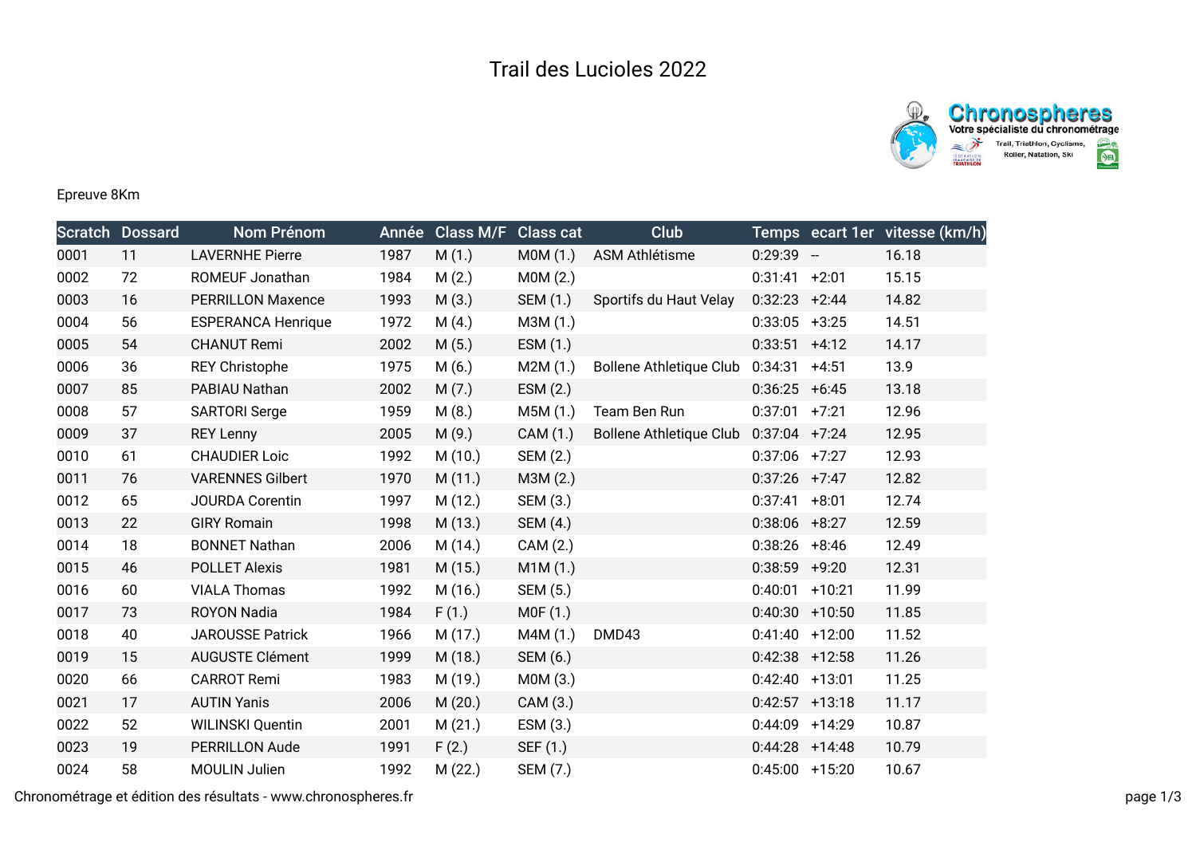# Trail des Lucioles 2022

Epreuve 8Km

| Scratch | Dossard | Nom Prénom | Année | Class M/F | Class cat | Club | Temps | ecart 1er | vitesse (km/h) |
|---|---|---|---|---|---|---|---|---|---|
| 0001 | 11 | LAVERNHE Pierre | 1987 | M (1.) | M0M (1.) | ASM Athlétisme | 0:29:39 | -- | 16.18 |
| 0002 | 72 | ROMEUF Jonathan | 1984 | M (2.) | M0M (2.) | | 0:31:41 | +2:01 | 15.15 |
| 0003 | 16 | PERRILLON Maxence | 1993 | M (3.) | SEM (1.) | Sportifs du Haut Velay | 0:32:23 | +2:44 | 14.82 |
| 0004 | 56 | ESPERANCA Henrique | 1972 | M (4.) | M3M (1.) | | 0:33:05 | +3:25 | 14.51 |
| 0005 | 54 | CHANUT Remi | 2002 | M (5.) | ESM (1.) | | 0:33:51 | +4:12 | 14.17 |
| 0006 | 36 | REY Christophe | 1975 | M (6.) | M2M (1.) | Bollene Athletique Club | 0:34:31 | +4:51 | 13.9 |
| 0007 | 85 | PABIAU Nathan | 2002 | M (7.) | ESM (2.) | | 0:36:25 | +6:45 | 13.18 |
| 0008 | 57 | SARTORI Serge | 1959 | M (8.) | M5M (1.) | Team Ben Run | 0:37:01 | +7:21 | 12.96 |
| 0009 | 37 | REY Lenny | 2005 | M (9.) | CAM (1.) | Bollene Athletique Club | 0:37:04 | +7:24 | 12.95 |
| 0010 | 61 | CHAUDIER Loic | 1992 | M (10.) | SEM (2.) | | 0:37:06 | +7:27 | 12.93 |
| 0011 | 76 | VARENNES Gilbert | 1970 | M (11.) | M3M (2.) | | 0:37:26 | +7:47 | 12.82 |
| 0012 | 65 | JOURDA Corentin | 1997 | M (12.) | SEM (3.) | | 0:37:41 | +8:01 | 12.74 |
| 0013 | 22 | GIRY Romain | 1998 | M (13.) | SEM (4.) | | 0:38:06 | +8:27 | 12.59 |
| 0014 | 18 | BONNET Nathan | 2006 | M (14.) | CAM (2.) | | 0:38:26 | +8:46 | 12.49 |
| 0015 | 46 | POLLET Alexis | 1981 | M (15.) | M1M (1.) | | 0:38:59 | +9:20 | 12.31 |
| 0016 | 60 | VIALA Thomas | 1992 | M (16.) | SEM (5.) | | 0:40:01 | +10:21 | 11.99 |
| 0017 | 73 | ROYON Nadia | 1984 | F (1.) | M0F (1.) | | 0:40:30 | +10:50 | 11.85 |
| 0018 | 40 | JAROUSSE Patrick | 1966 | M (17.) | M4M (1.) | DMD43 | 0:41:40 | +12:00 | 11.52 |
| 0019 | 15 | AUGUSTE Clément | 1999 | M (18.) | SEM (6.) | | 0:42:38 | +12:58 | 11.26 |
| 0020 | 66 | CARROT Remi | 1983 | M (19.) | M0M (3.) | | 0:42:40 | +13:01 | 11.25 |
| 0021 | 17 | AUTIN Yanis | 2006 | M (20.) | CAM (3.) | | 0:42:57 | +13:18 | 11.17 |
| 0022 | 52 | WILINSKI Quentin | 2001 | M (21.) | ESM (3.) | | 0:44:09 | +14:29 | 10.87 |
| 0023 | 19 | PERRILLON Aude | 1991 | F (2.) | SEF (1.) | | 0:44:28 | +14:48 | 10.79 |
| 0024 | 58 | MOULIN Julien | 1992 | M (22.) | SEM (7.) | | 0:45:00 | +15:20 | 10.67 |

Chronométrage et édition des résultats - www.chronospheres.fr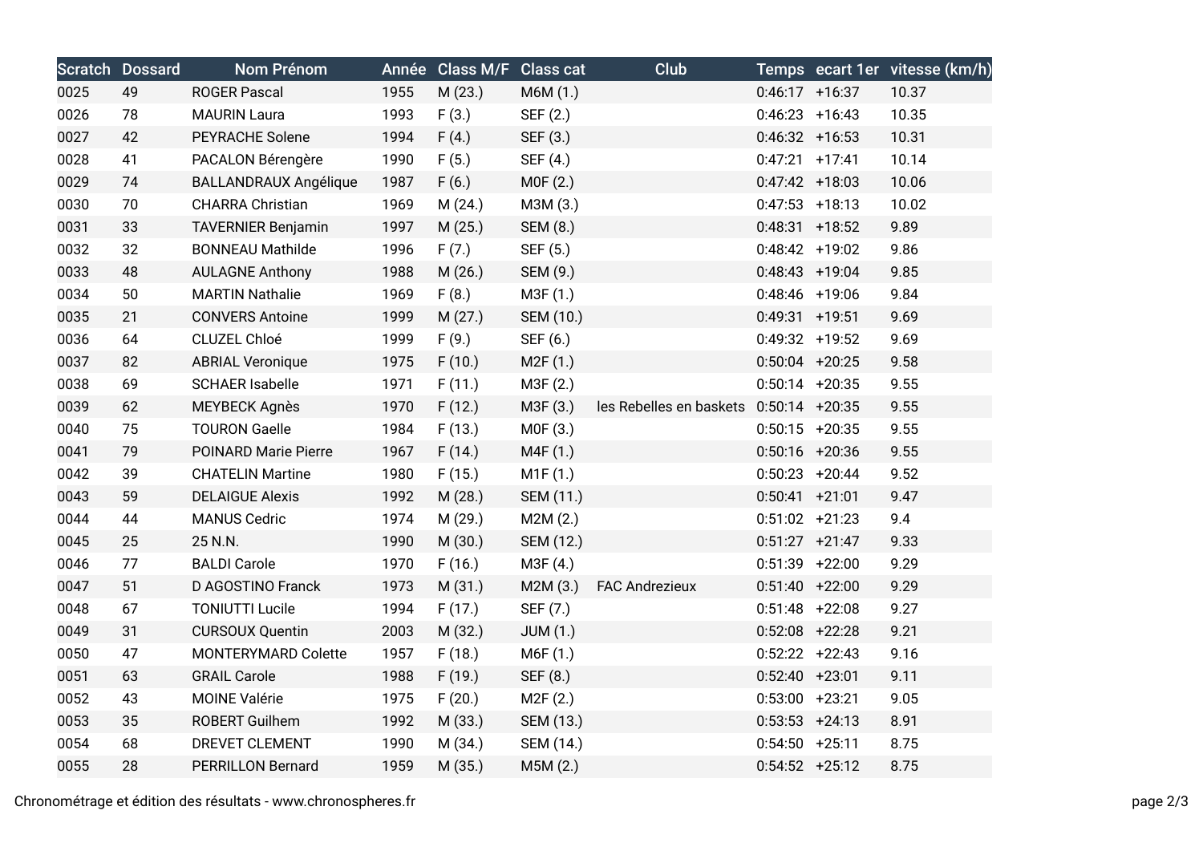| Scratch | Dossard | Nom Prénom | Année | Class M/F | Class cat | Club | Temps | ecart 1er | vitesse (km/h) |
|---|---|---|---|---|---|---|---|---|---|
| 0025 | 49 | ROGER Pascal | 1955 | M (23.) | M6M (1.) | | 0:46:17 | +16:37 | 10.37 |
| 0026 | 78 | MAURIN Laura | 1993 | F (3.) | SEF (2.) | | 0:46:23 | +16:43 | 10.35 |
| 0027 | 42 | PEYRACHE Solene | 1994 | F (4.) | SEF (3.) | | 0:46:32 | +16:53 | 10.31 |
| 0028 | 41 | PACALON Bérengère | 1990 | F (5.) | SEF (4.) | | 0:47:21 | +17:41 | 10.14 |
| 0029 | 74 | BALLANDRAUX Angélique | 1987 | F (6.) | M0F (2.) | | 0:47:42 | +18:03 | 10.06 |
| 0030 | 70 | CHARRA Christian | 1969 | M (24.) | M3M (3.) | | 0:47:53 | +18:13 | 10.02 |
| 0031 | 33 | TAVERNIER Benjamin | 1997 | M (25.) | SEM (8.) | | 0:48:31 | +18:52 | 9.89 |
| 0032 | 32 | BONNEAU Mathilde | 1996 | F (7.) | SEF (5.) | | 0:48:42 | +19:02 | 9.86 |
| 0033 | 48 | AULAGNE Anthony | 1988 | M (26.) | SEM (9.) | | 0:48:43 | +19:04 | 9.85 |
| 0034 | 50 | MARTIN Nathalie | 1969 | F (8.) | M3F (1.) | | 0:48:46 | +19:06 | 9.84 |
| 0035 | 21 | CONVERS Antoine | 1999 | M (27.) | SEM (10.) | | 0:49:31 | +19:51 | 9.69 |
| 0036 | 64 | CLUZEL Chloé | 1999 | F (9.) | SEF (6.) | | 0:49:32 | +19:52 | 9.69 |
| 0037 | 82 | ABRIAL Veronique | 1975 | F (10.) | M2F (1.) | | 0:50:04 | +20:25 | 9.58 |
| 0038 | 69 | SCHAER Isabelle | 1971 | F (11.) | M3F (2.) | | 0:50:14 | +20:35 | 9.55 |
| 0039 | 62 | MEYBECK Agnès | 1970 | F (12.) | M3F (3.) | les Rebelles en baskets | 0:50:14 | +20:35 | 9.55 |
| 0040 | 75 | TOURON Gaelle | 1984 | F (13.) | M0F (3.) | | 0:50:15 | +20:35 | 9.55 |
| 0041 | 79 | POINARD Marie Pierre | 1967 | F (14.) | M4F (1.) | | 0:50:16 | +20:36 | 9.55 |
| 0042 | 39 | CHATELIN Martine | 1980 | F (15.) | M1F (1.) | | 0:50:23 | +20:44 | 9.52 |
| 0043 | 59 | DELAIGUE Alexis | 1992 | M (28.) | SEM (11.) | | 0:50:41 | +21:01 | 9.47 |
| 0044 | 44 | MANUS Cedric | 1974 | M (29.) | M2M (2.) | | 0:51:02 | +21:23 | 9.4 |
| 0045 | 25 | 25 N.N. | 1990 | M (30.) | SEM (12.) | | 0:51:27 | +21:47 | 9.33 |
| 0046 | 77 | BALDI Carole | 1970 | F (16.) | M3F (4.) | | 0:51:39 | +22:00 | 9.29 |
| 0047 | 51 | D AGOSTINO Franck | 1973 | M (31.) | M2M (3.) | FAC Andrezieux | 0:51:40 | +22:00 | 9.29 |
| 0048 | 67 | TONIUTTI Lucile | 1994 | F (17.) | SEF (7.) | | 0:51:48 | +22:08 | 9.27 |
| 0049 | 31 | CURSOUX Quentin | 2003 | M (32.) | JUM (1.) | | 0:52:08 | +22:28 | 9.21 |
| 0050 | 47 | MONTERYMARD Colette | 1957 | F (18.) | M6F (1.) | | 0:52:22 | +22:43 | 9.16 |
| 0051 | 63 | GRAIL Carole | 1988 | F (19.) | SEF (8.) | | 0:52:40 | +23:01 | 9.11 |
| 0052 | 43 | MOINE Valérie | 1975 | F (20.) | M2F (2.) | | 0:53:00 | +23:21 | 9.05 |
| 0053 | 35 | ROBERT Guilhem | 1992 | M (33.) | SEM (13.) | | 0:53:53 | +24:13 | 8.91 |
| 0054 | 68 | DREVET CLEMENT | 1990 | M (34.) | SEM (14.) | | 0:54:50 | +25:11 | 8.75 |
| 0055 | 28 | PERRILLON Bernard | 1959 | M (35.) | M5M (2.) | | 0:54:52 | +25:12 | 8.75 |

Chronométrage et édition des résultats - www.chronospheres.fr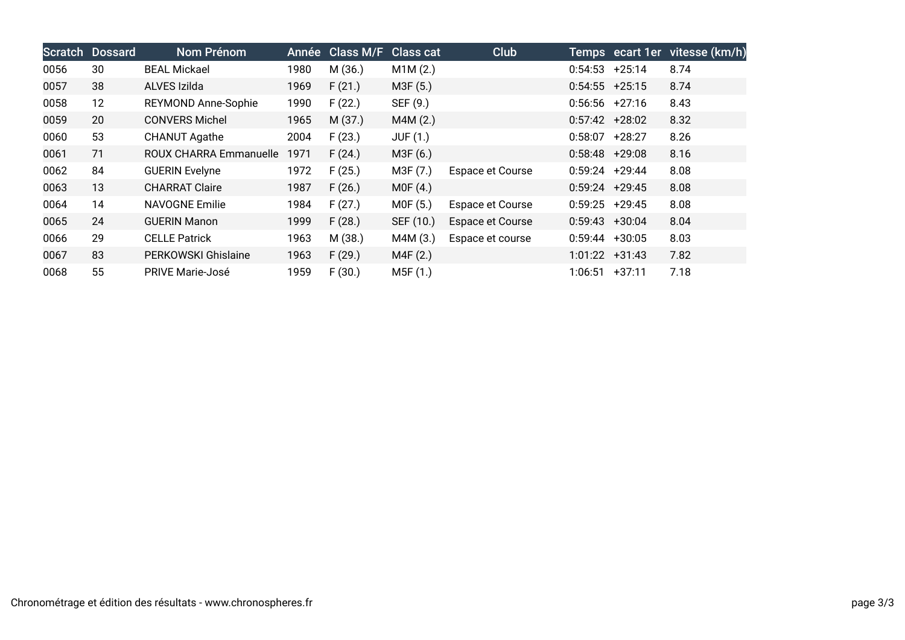| Scratch | Dossard | Nom Prénom | Année | Class M/F | Class cat | Club | Temps | ecart 1er | vitesse (km/h) |
|---|---|---|---|---|---|---|---|---|---|
| 0056 | 30 | BEAL Mickael | 1980 | M (36.) | M1M (2.) | | 0:54:53 | +25:14 | 8.74 |
| 0057 | 38 | ALVES Izilda | 1969 | F (21.) | M3F (5.) | | 0:54:55 | +25:15 | 8.74 |
| 0058 | 12 | REYMOND Anne-Sophie | 1990 | F (22.) | SEF (9.) | | 0:56:56 | +27:16 | 8.43 |
| 0059 | 20 | CONVERS Michel | 1965 | M (37.) | M4M (2.) | | 0:57:42 | +28:02 | 8.32 |
| 0060 | 53 | CHANUT Agathe | 2004 | F (23.) | JUF (1.) | | 0:58:07 | +28:27 | 8.26 |
| 0061 | 71 | ROUX CHARRA Emmanuelle | 1971 | F (24.) | M3F (6.) | | 0:58:48 | +29:08 | 8.16 |
| 0062 | 84 | GUERIN Evelyne | 1972 | F (25.) | M3F (7.) | Espace et Course | 0:59:24 | +29:44 | 8.08 |
| 0063 | 13 | CHARRAT Claire | 1987 | F (26.) | M0F (4.) | | 0:59:24 | +29:45 | 8.08 |
| 0064 | 14 | NAVOGNE Emilie | 1984 | F (27.) | M0F (5.) | Espace et Course | 0:59:25 | +29:45 | 8.08 |
| 0065 | 24 | GUERIN Manon | 1999 | F (28.) | SEF (10.) | Espace et Course | 0:59:43 | +30:04 | 8.04 |
| 0066 | 29 | CELLE Patrick | 1963 | M (38.) | M4M (3.) | Espace et course | 0:59:44 | +30:05 | 8.03 |
| 0067 | 83 | PERKOWSKI Ghislaine | 1963 | F (29.) | M4F (2.) | | 1:01:22 | +31:43 | 7.82 |
| 0068 | 55 | PRIVE Marie-José | 1959 | F (30.) | M5F (1.) | | 1:06:51 | +37:11 | 7.18 |

Chronométrage et édition des résultats - www.chronospheres.fr